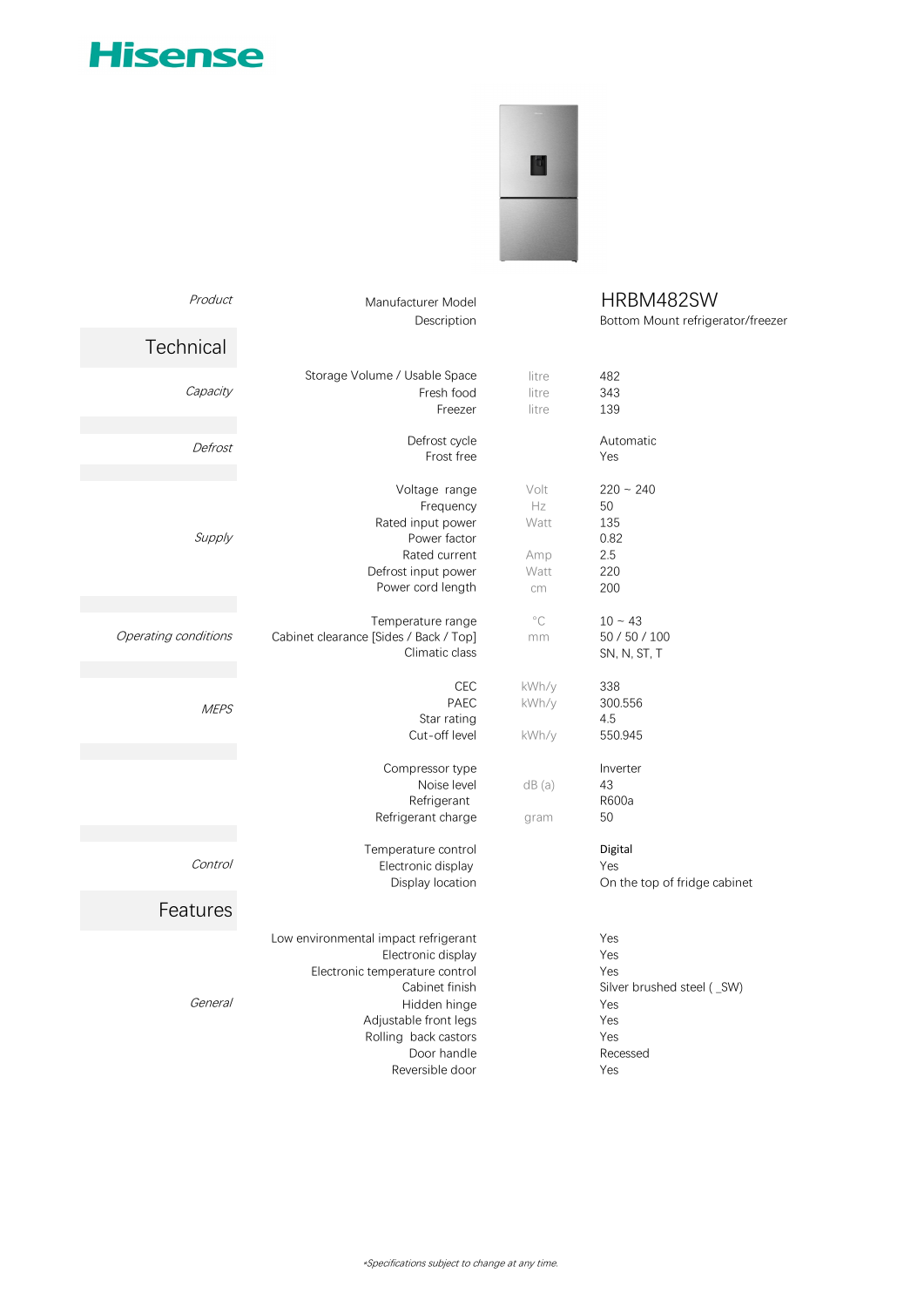# Hisense

| Product | Manufacturer Model | | HRBM482SW |
|---|---|---|---|
| | Description | | Bottom Mount refrigerator/freezer |

## Technical

| Category | Specification | Unit | Value |
|---|---|---|---|
| *Capacity* | Storage Volume / Usable Space | litre | 482 |
| | Fresh food | litre | 343 |
| | Freezer | litre | 139 |
| *Defrost* | Defrost cycle | | Automatic |
| | Frost free | | Yes |
| *Supply* | Voltage range | Volt | 220 ~ 240 |
| | Frequency | Hz | 50 |
| | Rated input power | Watt | 135 |
| | Power factor | | 0.82 |
| | Rated current | Amp | 2.5 |
| | Defrost input power | Watt | 220 |
| | Power cord length | cm | 200 |
| *Operating conditions* | Temperature range | °C | 10 ~ 43 |
| | Cabinet clearance [Sides / Back / Top] | mm | 50 / 50 / 100 |
| | Climatic class | | SN, N, ST, T |
| *MEPS* | CEC | kWh/y | 338 |
| | PAEC | kWh/y | 300.556 |
| | Star rating | | 4.5 |
| | Cut-off level | kWh/y | 550.945 |
| | Compressor type | | Inverter |
| | Noise level | dB (a) | 43 |
| | Refrigerant | | R600a |
| | Refrigerant charge | gram | 50 |
| *Control* | Temperature control | | Digital |
| | Electronic display | | Yes |
| | Display location | | On the top of fridge cabinet |

## Features

| Category | Feature | Value |
|---|---|---|
| *General* | Low environmental impact refrigerant | Yes |
| | Electronic display | Yes |
| | Electronic temperature control | Yes |
| | Cabinet finish | Silver brushed steel ( _SW) |
| | Hidden hinge | Yes |
| | Adjustable front legs | Yes |
| | Rolling back castors | Yes |
| | Door handle | Recessed |
| | Reversible door | Yes |

*Specifications subject to change at any time.*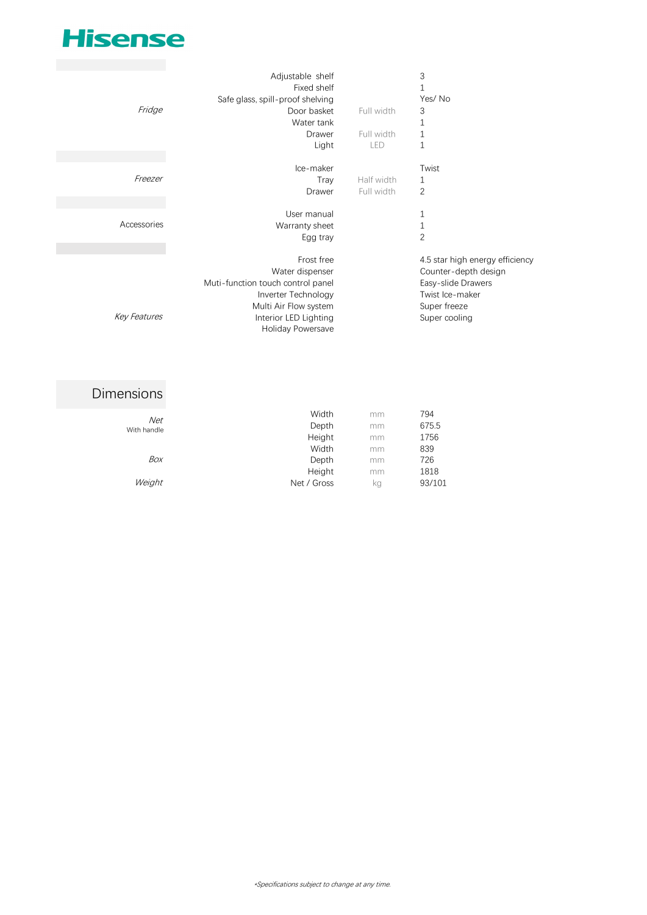Hisense

| | | | |
|---|---|---|---|
| *Fridge* | Adjustable shelf | | 3 |
| | Fixed shelf | | 1 |
| | Safe glass, spill-proof shelving | | Yes/ No |
| | Door basket | Full width | 3 |
| | Water tank | | 1 |
| | Drawer | Full width | 1 |
| | Light | LED | 1 |
| *Freezer* | Ice-maker | | Twist |
| | Tray | Half width | 1 |
| | Drawer | Full width | 2 |
| Accessories | User manual | | 1 |
| | Warranty sheet | | 1 |
| | Egg tray | | 2 |
| *Key Features* | Frost free | | 4.5 star high energy efficiency |
| | Water dispenser | | Counter-depth design |
| | Muti-function touch control panel | | Easy-slide Drawers |
| | Inverter Technology | | Twist Ice-maker |
| | Multi Air Flow system | | Super freeze |
| | Interior LED Lighting | | Super cooling |
| | Holiday Powersave | | |

## Dimensions

| | | | |
|---|---|---|---|
| *Net* With handle | Width | mm | 794 |
| | Depth | mm | 675.5 |
| | Height | mm | 1756 |
| *Box* | Width | mm | 839 |
| | Depth | mm | 726 |
| | Height | mm | 1818 |
| *Weight* | Net / Gross | kg | 93/101 |

**Specifications subject to change at any time.*